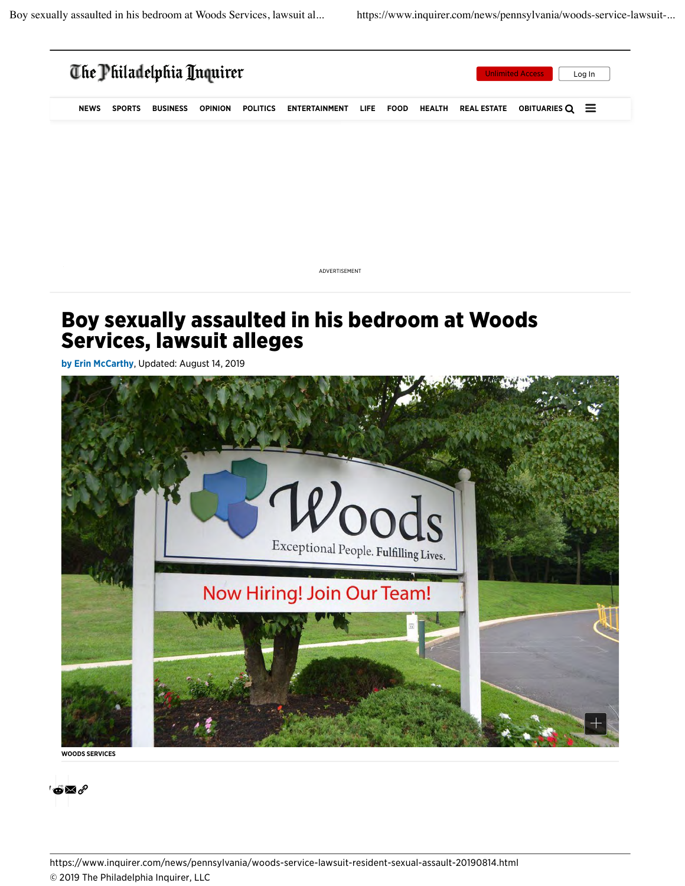# Boy sexually assaulted in his bedroom at Woods Services, lawsuit alleges

**by Erin McCarthy**, Updated: August 14, 2019

WOODS SERVICES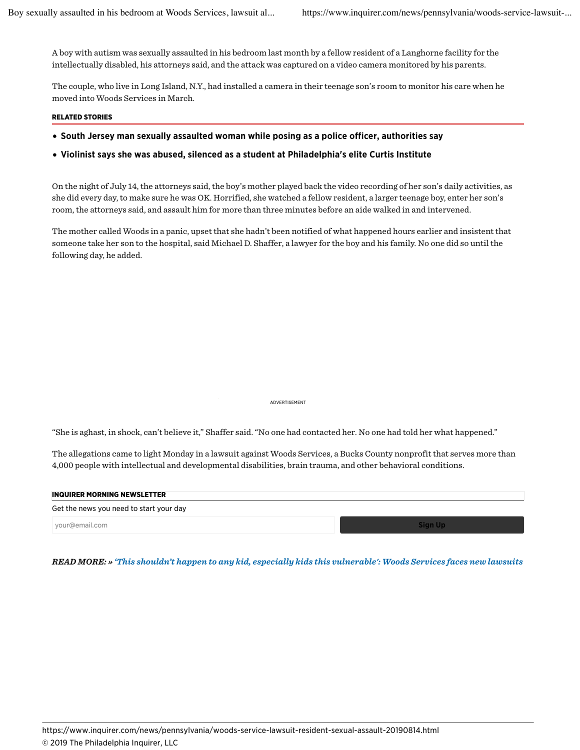A boy with autism was sexually assaulted in his bedroom last month by a fellow resident of a Langhorne facility for the intellectually disabled, his attorneys said, and the attack was captured on a video camera monitored by his parents.

The couple, who live in Long Island, N.Y., had installed a camera in their teenage son's room to monitor his care when he moved into Woods Services in March.

**RELATED STORIES**

- **South Jersey man sexually assaulted woman while posing as a police officer, authorities say**
- **Violinist says she was abused, silenced as a student at Philadelphia's elite Curtis Institute**

On the night of July 14, the attorneys said, the boy's mother played back the video recording of her son's daily activities, as she did every day, to make sure he was OK. Horrified, she watched a fellow resident, a larger teenage boy, enter her son's room, the attorneys said, and assault him for more than three minutes before an aide walked in and intervened.

The mother called Woods in a panic, upset that she hadn't been notified of what happened hours earlier and insistent that someone take her son to the hospital, said Michael D. Shaffer, a lawyer for the boy and his family. No one did so until the following day, he added.

ADVERTISEMENT

"She is aghast, in shock, can't believe it," Shaffer said. "No one had contacted her. No one had told her what happened."

The allegations came to light Monday in a lawsuit against Woods Services, a Bucks County nonprofit that serves more than 4,000 people with intellectual and developmental disabilities, brain trauma, and other behavioral conditions.

**INQUIRER MORNING NEWSLETTER**

Get the news you need to start your day

your@email.com | Sign Up

***READ MORE: » 'This shouldn't happen to any kid, especially kids this vulnerable': Woods Services faces new lawsuits***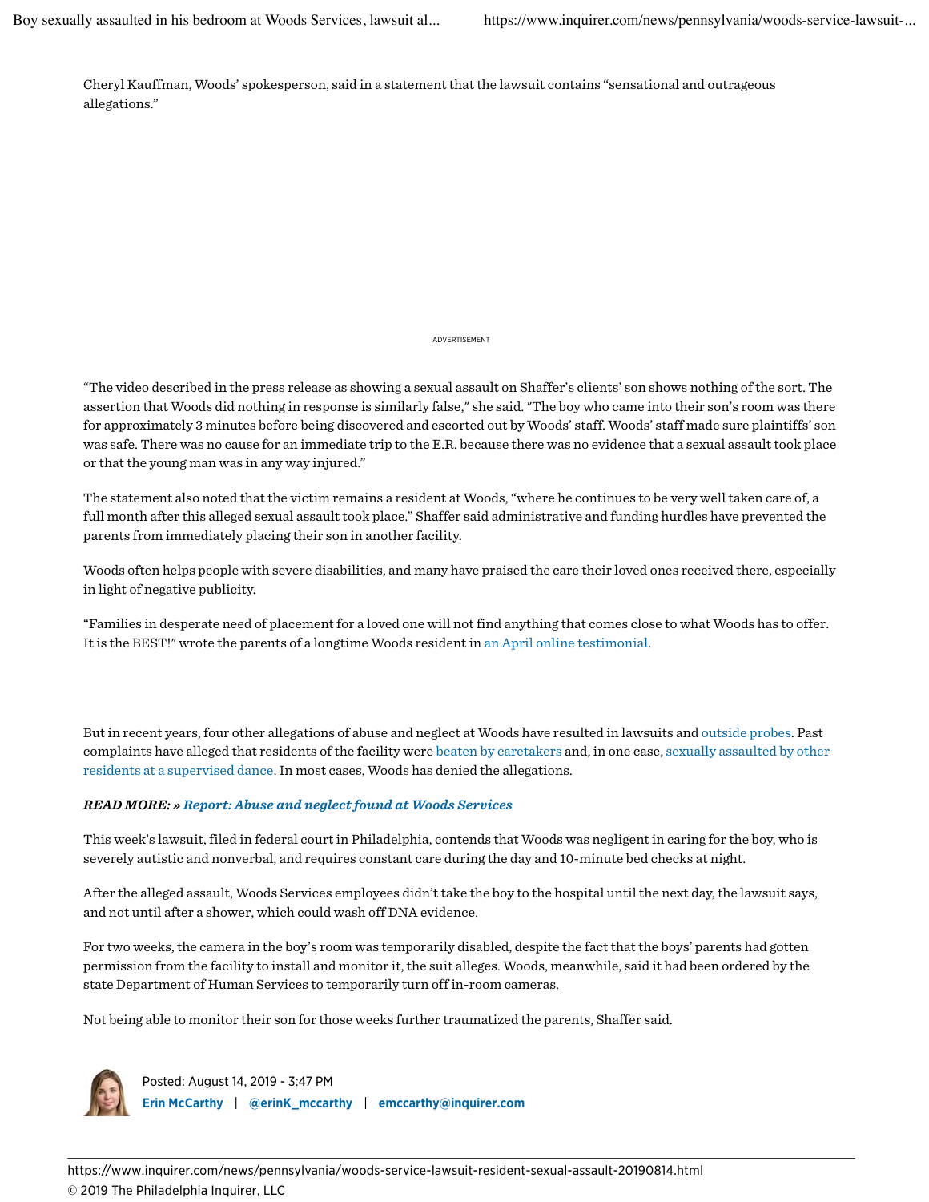Cheryl Kauffman, Woods' spokesperson, said in a statement that the lawsuit contains "sensational and outrageous allegations."

ADVERTISEMENT

"The video described in the press release as showing a sexual assault on Shaffer's clients' son shows nothing of the sort. The assertion that Woods did nothing in response is similarly false," she said. "The boy who came into their son's room was there for approximately 3 minutes before being discovered and escorted out by Woods' staff. Woods' staff made sure plaintiffs' son was safe. There was no cause for an immediate trip to the E.R. because there was no evidence that a sexual assault took place or that the young man was in any way injured."

The statement also noted that the victim remains a resident at Woods, "where he continues to be very well taken care of, a full month after this alleged sexual assault took place." Shaffer said administrative and funding hurdles have prevented the parents from immediately placing their son in another facility.

Woods often helps people with severe disabilities, and many have praised the care their loved ones received there, especially in light of negative publicity.

"Families in desperate need of placement for a loved one will not find anything that comes close to what Woods has to offer. It is the BEST!" wrote the parents of a longtime Woods resident in an April online testimonial.

But in recent years, four other allegations of abuse and neglect at Woods have resulted in lawsuits and outside probes. Past complaints have alleged that residents of the facility were beaten by caretakers and, in one case, sexually assaulted by other residents at a supervised dance. In most cases, Woods has denied the allegations.

***READ MORE: » Report: Abuse and neglect found at Woods Services***

This week's lawsuit, filed in federal court in Philadelphia, contends that Woods was negligent in caring for the boy, who is severely autistic and nonverbal, and requires constant care during the day and 10-minute bed checks at night.

After the alleged assault, Woods Services employees didn't take the boy to the hospital until the next day, the lawsuit says, and not until after a shower, which could wash off DNA evidence.

For two weeks, the camera in the boy's room was temporarily disabled, despite the fact that the boys' parents had gotten permission from the facility to install and monitor it, the suit alleges. Woods, meanwhile, said it had been ordered by the state Department of Human Services to temporarily turn off in-room cameras.

Not being able to monitor their son for those weeks further traumatized the parents, Shaffer said.

Posted: August 14, 2019 - 3:47 PM

**Erin McCarthy** | **@erinK_mccarthy** | **emccarthy@inquirer.com**